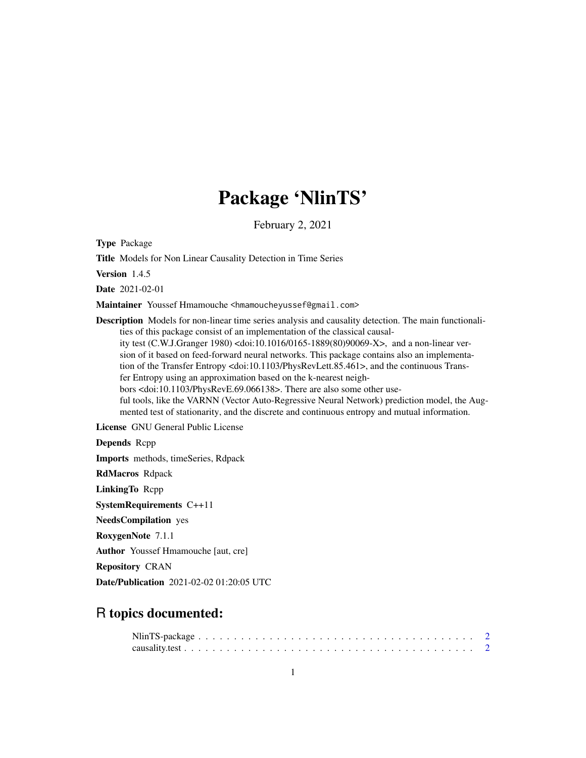# Package 'NlinTS'

February 2, 2021

**Type** Package

**Title** Models for Non Linear Causality Detection in Time Series

**Version** 1.4.5

**Date** 2021-02-01

**Maintainer** Youssef Hmamouche <hmamoucheyussef@gmail.com>

**Description** Models for non-linear time series analysis and causality detection. The main functionalities of this package consist of an implementation of the classical causality test (C.W.J.Granger 1980) <doi:10.1016/0165-1889(80)90069-X>, and a non-linear version of it based on feed-forward neural networks. This package contains also an implementation of the Transfer Entropy <doi:10.1103/PhysRevLett.85.461>, and the continuous Transfer Entropy using an approximation based on the k-nearest neighbors <doi:10.1103/PhysRevE.69.066138>. There are also some other useful tools, like the VARNN (Vector Auto-Regressive Neural Network) prediction model, the Augmented test of stationarity, and the discrete and continuous entropy and mutual information.

**License** GNU General Public License

**Depends** Rcpp

**Imports** methods, timeSeries, Rdpack

**RdMacros** Rdpack

**LinkingTo** Rcpp

**SystemRequirements** C++11

**NeedsCompilation** yes

**RoxygenNote** 7.1.1

**Author** Youssef Hmamouche [aut, cre]

**Repository** CRAN

**Date/Publication** 2021-02-02 01:20:05 UTC

## R topics documented:

NlinTS-package . . . . . . . . . . . . . . . . . . . . . . . . . . . . . . . . . . . . . 2
causality.test . . . . . . . . . . . . . . . . . . . . . . . . . . . . . . . . . . . . . . 2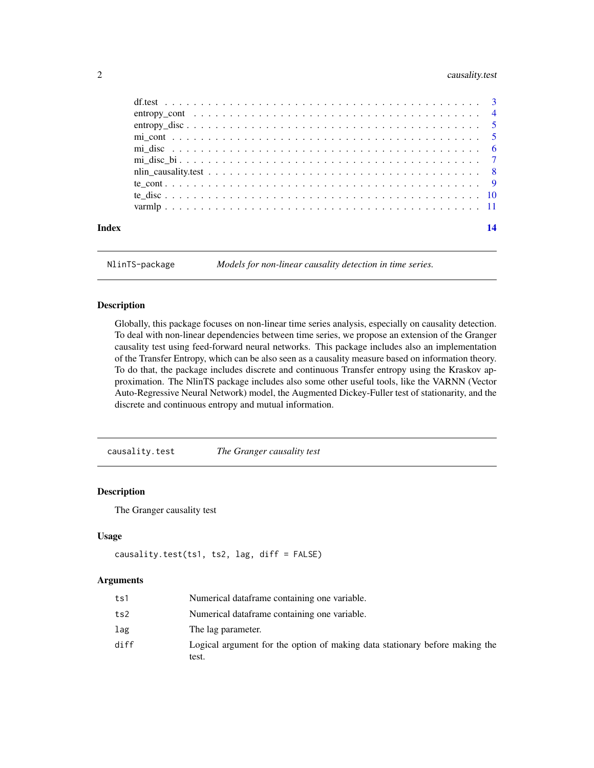| | |
|---|---|
| df.test | 3 |
| entropy_cont | 4 |
| entropy_disc | 5 |
| mi_cont | 5 |
| mi_disc | 6 |
| mi_disc_bi | 7 |
| nlin_causality.test | 8 |
| te_cont | 9 |
| te_disc | 10 |
| varmlp | 11 |

**Index** **14**

---

`NlinTS-package` *Models for non-linear causality detection in time series.*

---

### Description

Globally, this package focuses on non-linear time series analysis, especially on causality detection. To deal with non-linear dependencies between time series, we propose an extension of the Granger causality test using feed-forward neural networks. This package includes also an implementation of the Transfer Entropy, which can be also seen as a causality measure based on information theory. To do that, the package includes discrete and continuous Transfer entropy using the Kraskov approximation. The NlinTS package includes also some other useful tools, like the VARNN (Vector Auto-Regressive Neural Network) model, the Augmented Dickey-Fuller test of stationarity, and the discrete and continuous entropy and mutual information.

---

`causality.test` *The Granger causality test*

---

### Description

The Granger causality test

### Usage

```
causality.test(ts1, ts2, lag, diff = FALSE)
```

### Arguments

| | |
|---|---|
| `ts1` | Numerical dataframe containing one variable. |
| `ts2` | Numerical dataframe containing one variable. |
| `lag` | The lag parameter. |
| `diff` | Logical argument for the option of making data stationary before making the test. |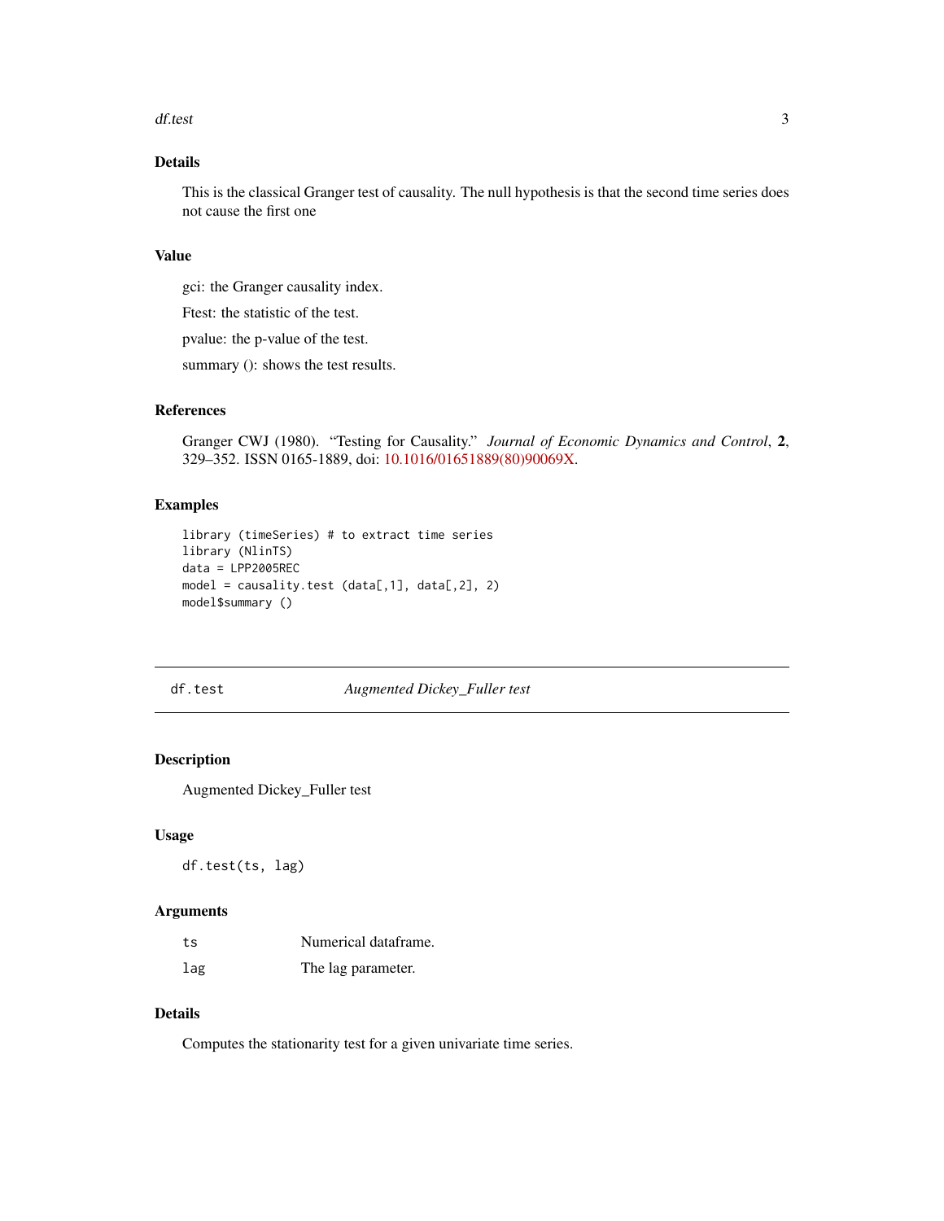## Details

This is the classical Granger test of causality. The null hypothesis is that the second time series does not cause the first one

## Value

gci: the Granger causality index.

Ftest: the statistic of the test.

pvalue: the p-value of the test.

summary (): shows the test results.

## References

Granger CWJ (1980). "Testing for Causality." *Journal of Economic Dynamics and Control*, **2**, 329–352. ISSN 0165-1889, doi: 10.1016/01651889(80)90069X.

## Examples

```
library (timeSeries) # to extract time series
library (NlinTS)
data = LPP2005REC
model = causality.test (data[,1], data[,2], 2)
model$summary ()
```

---

# df.test *Augmented Dickey_Fuller test*

---

## Description

Augmented Dickey_Fuller test

## Usage

```
df.test(ts, lag)
```

## Arguments

| | |
|---|---|
| ts | Numerical dataframe. |
| lag | The lag parameter. |

## Details

Computes the stationarity test for a given univariate time series.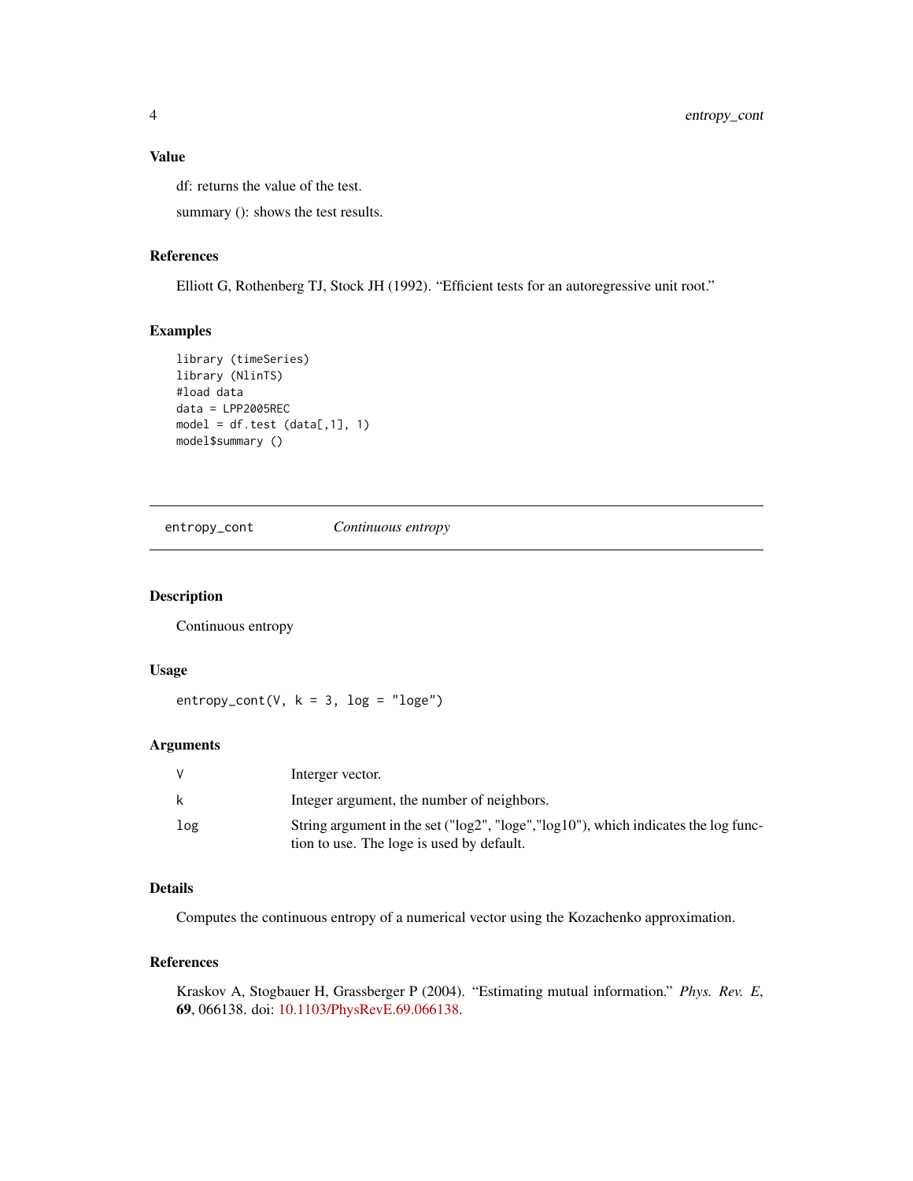### Value

df: returns the value of the test.

summary (): shows the test results.

### References

Elliott G, Rothenberg TJ, Stock JH (1992). "Efficient tests for an autoregressive unit root."

### Examples

```
library (timeSeries)
library (NlinTS)
#load data
data = LPP2005REC
model = df.test (data[,1], 1)
model$summary ()
```

---

## entropy_cont — *Continuous entropy*

---

### Description

Continuous entropy

### Usage

```
entropy_cont(V, k = 3, log = "loge")
```

### Arguments

| | |
|---|---|
| V | Interger vector. |
| k | Integer argument, the number of neighbors. |
| log | String argument in the set ("log2", "loge","log10"), which indicates the log function to use. The loge is used by default. |

### Details

Computes the continuous entropy of a numerical vector using the Kozachenko approximation.

### References

Kraskov A, Stogbauer H, Grassberger P (2004). "Estimating mutual information." *Phys. Rev. E*, **69**, 066138. doi: 10.1103/PhysRevE.69.066138.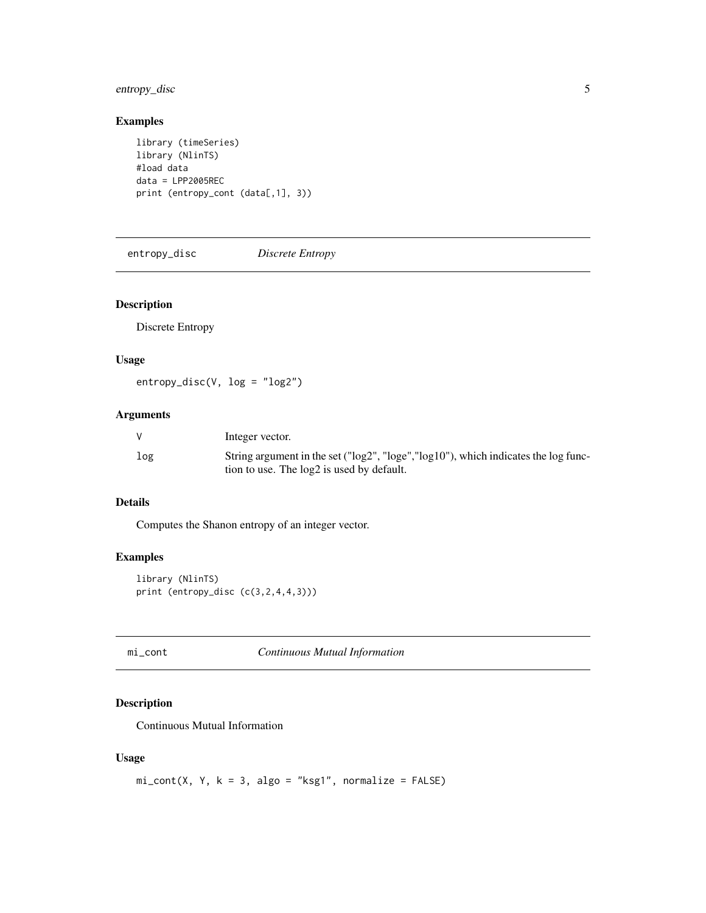## Examples

```
library (timeSeries)
library (NlinTS)
#load data
data = LPP2005REC
print (entropy_cont (data[,1], 3))
```

---

# entropy_disc *Discrete Entropy*

---

## Description

Discrete Entropy

## Usage

```
entropy_disc(V, log = "log2")
```

## Arguments

| | |
|---|---|
| V | Integer vector. |
| log | String argument in the set ("log2", "loge","log10"), which indicates the log function to use. The log2 is used by default. |

## Details

Computes the Shanon entropy of an integer vector.

## Examples

```
library (NlinTS)
print (entropy_disc (c(3,2,4,4,3)))
```

---

# mi_cont *Continuous Mutual Information*

---

## Description

Continuous Mutual Information

## Usage

```
mi_cont(X, Y, k = 3, algo = "ksg1", normalize = FALSE)
```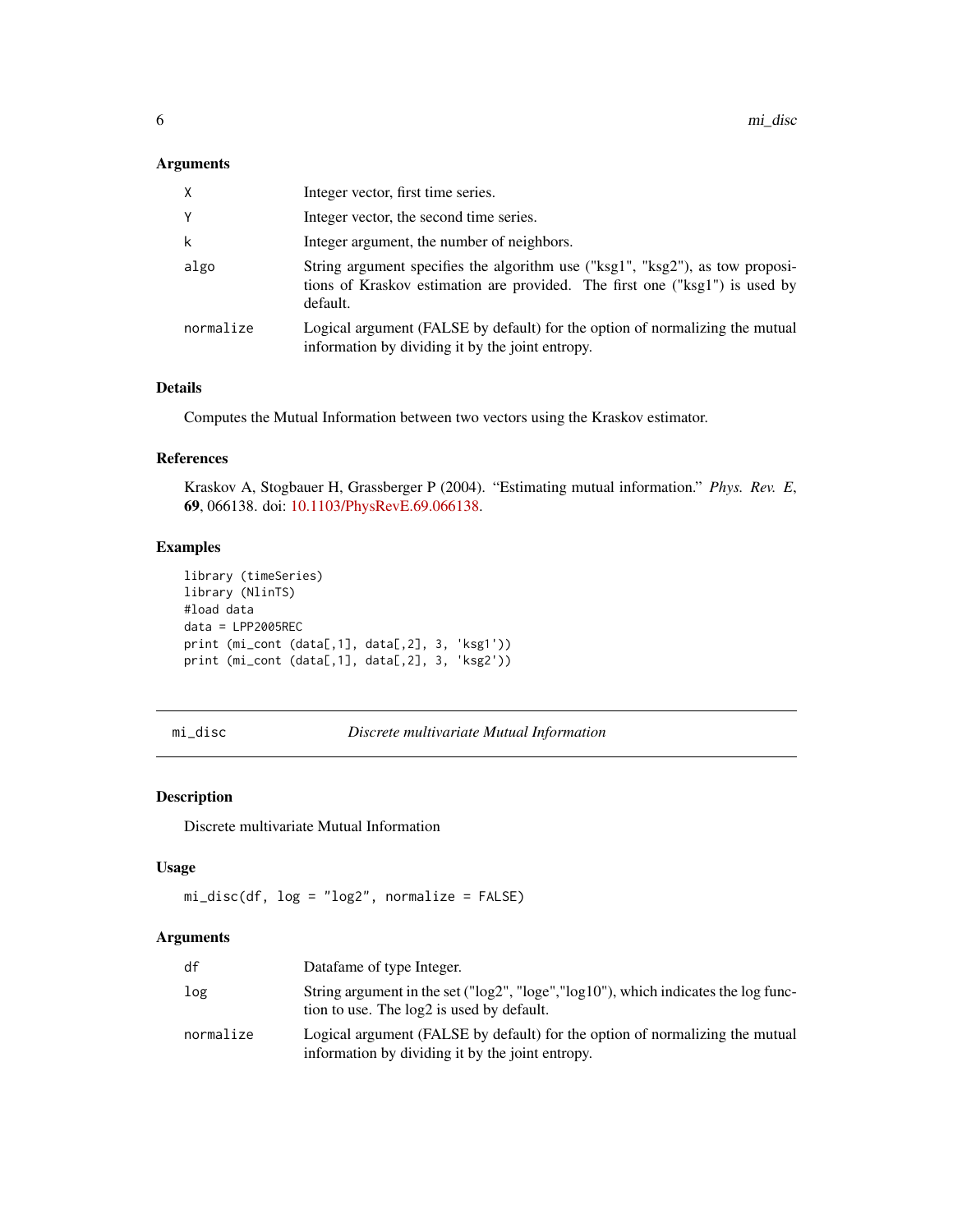## Arguments

| | |
|---|---|
| X | Integer vector, first time series. |
| Y | Integer vector, the second time series. |
| k | Integer argument, the number of neighbors. |
| algo | String argument specifies the algorithm use ("ksg1", "ksg2"), as tow propositions of Kraskov estimation are provided. The first one ("ksg1") is used by default. |
| normalize | Logical argument (FALSE by default) for the option of normalizing the mutual information by dividing it by the joint entropy. |

## Details

Computes the Mutual Information between two vectors using the Kraskov estimator.

## References

Kraskov A, Stogbauer H, Grassberger P (2004). "Estimating mutual information." *Phys. Rev. E*, **69**, 066138. doi: 10.1103/PhysRevE.69.066138.

## Examples

```
library (timeSeries)
library (NlinTS)
#load data
data = LPP2005REC
print (mi_cont (data[,1], data[,2], 3, 'ksg1'))
print (mi_cont (data[,1], data[,2], 3, 'ksg2'))
```

---

# mi_disc — *Discrete multivariate Mutual Information*

## Description

Discrete multivariate Mutual Information

## Usage

```
mi_disc(df, log = "log2", normalize = FALSE)
```

## Arguments

| | |
|---|---|
| df | Datafame of type Integer. |
| log | String argument in the set ("log2", "loge","log10"), which indicates the log function to use. The log2 is used by default. |
| normalize | Logical argument (FALSE by default) for the option of normalizing the mutual information by dividing it by the joint entropy. |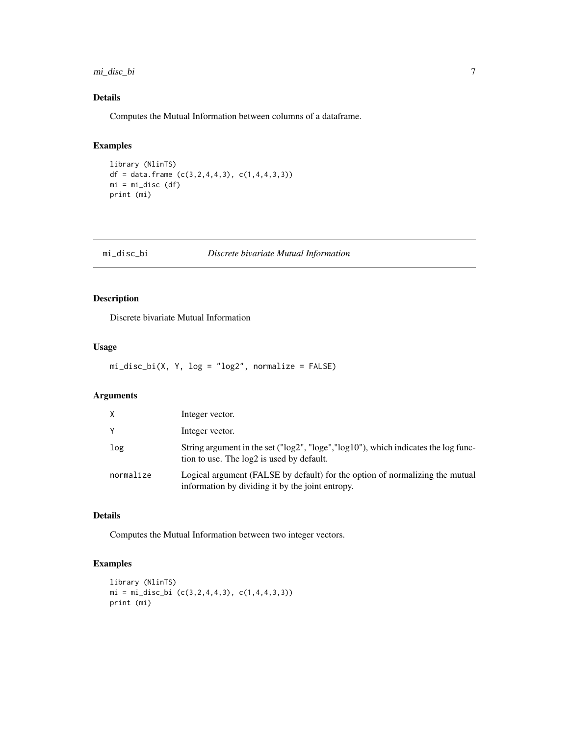## Details

Computes the Mutual Information between columns of a dataframe.

## Examples

```
library (NlinTS)
df = data.frame (c(3,2,4,4,3), c(1,4,4,3,3))
mi = mi_disc (df)
print (mi)
```

---

# mi_disc_bi — *Discrete bivariate Mutual Information*

## Description

Discrete bivariate Mutual Information

## Usage

```
mi_disc_bi(X, Y, log = "log2", normalize = FALSE)
```

## Arguments

| | |
|---|---|
| X | Integer vector. |
| Y | Integer vector. |
| log | String argument in the set ("log2", "loge","log10"), which indicates the log function to use. The log2 is used by default. |
| normalize | Logical argument (FALSE by default) for the option of normalizing the mutual information by dividing it by the joint entropy. |

## Details

Computes the Mutual Information between two integer vectors.

## Examples

```
library (NlinTS)
mi = mi_disc_bi (c(3,2,4,4,3), c(1,4,4,3,3))
print (mi)
```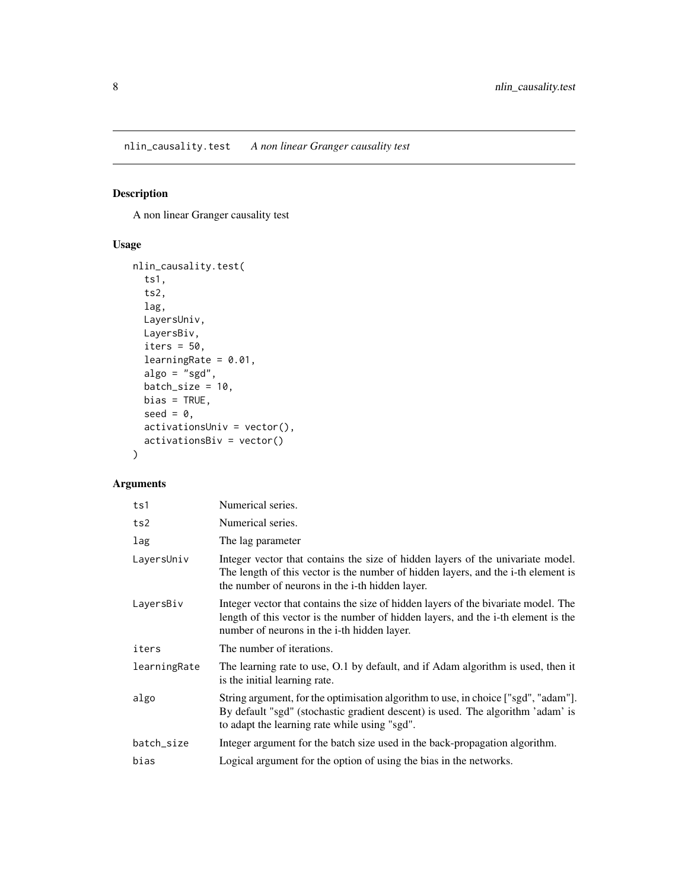`nlin_causality.test` *A non linear Granger causality test*

## Description

A non linear Granger causality test

## Usage

```
nlin_causality.test(
  ts1,
  ts2,
  lag,
  LayersUniv,
  LayersBiv,
  iters = 50,
  learningRate = 0.01,
  algo = "sgd",
  batch_size = 10,
  bias = TRUE,
  seed = 0,
  activationsUniv = vector(),
  activationsBiv = vector()
)
```

## Arguments

| | |
|---|---|
| `ts1` | Numerical series. |
| `ts2` | Numerical series. |
| `lag` | The lag parameter |
| `LayersUniv` | Integer vector that contains the size of hidden layers of the univariate model. The length of this vector is the number of hidden layers, and the i-th element is the number of neurons in the i-th hidden layer. |
| `LayersBiv` | Integer vector that contains the size of hidden layers of the bivariate model. The length of this vector is the number of hidden layers, and the i-th element is the number of neurons in the i-th hidden layer. |
| `iters` | The number of iterations. |
| `learningRate` | The learning rate to use, O.1 by default, and if Adam algorithm is used, then it is the initial learning rate. |
| `algo` | String argument, for the optimisation algorithm to use, in choice ["sgd", "adam"]. By default "sgd" (stochastic gradient descent) is used. The algorithm 'adam' is to adapt the learning rate while using "sgd". |
| `batch_size` | Integer argument for the batch size used in the back-propagation algorithm. |
| `bias` | Logical argument for the option of using the bias in the networks. |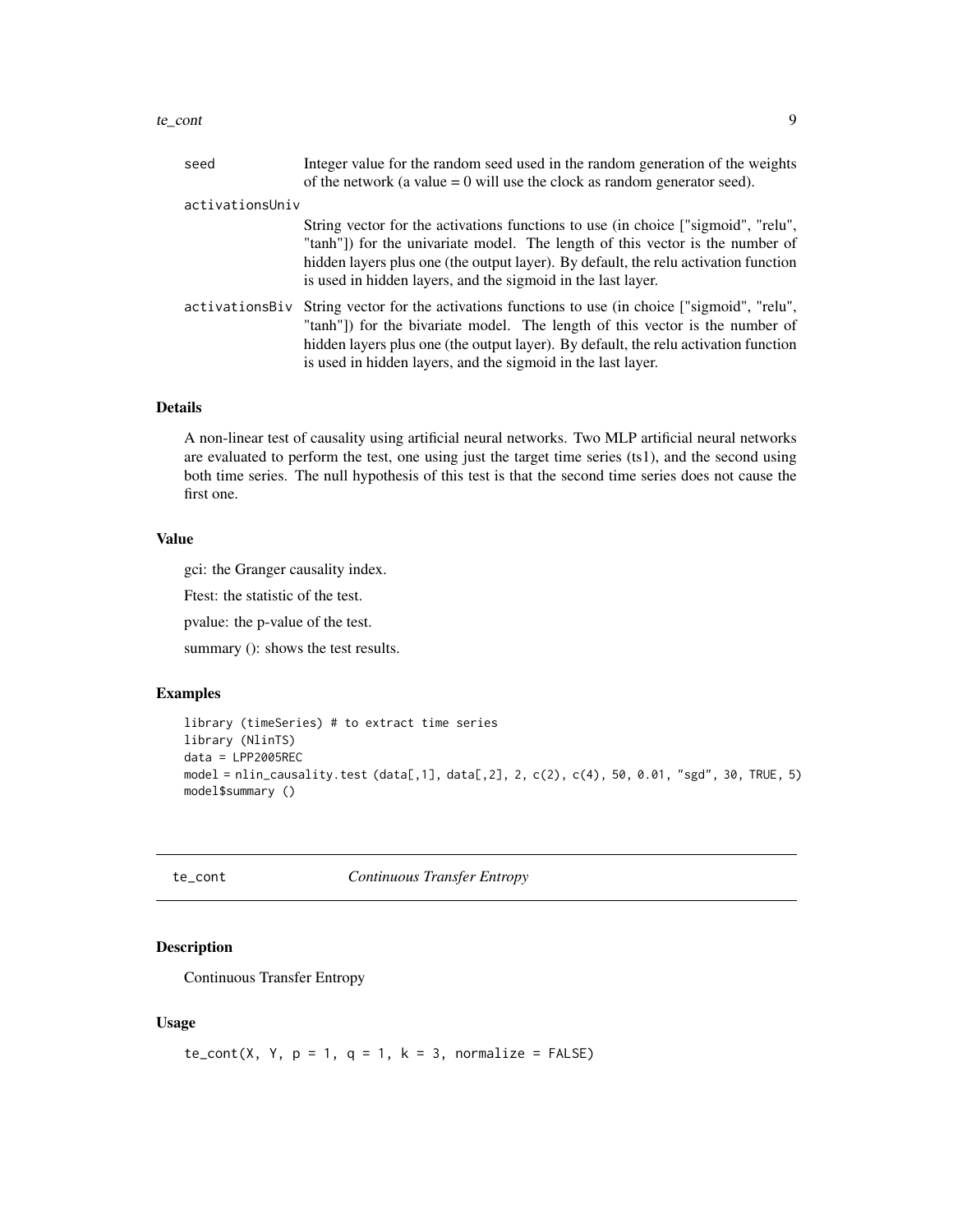| | |
|---|---|
| seed | Integer value for the random seed used in the random generation of the weights of the network (a value = 0 will use the clock as random generator seed). |
| activationsUniv | String vector for the activations functions to use (in choice ["sigmoid", "relu", "tanh"]) for the univariate model. The length of this vector is the number of hidden layers plus one (the output layer). By default, the relu activation function is used in hidden layers, and the sigmoid in the last layer. |
| activationsBiv | String vector for the activations functions to use (in choice ["sigmoid", "relu", "tanh"]) for the bivariate model. The length of this vector is the number of hidden layers plus one (the output layer). By default, the relu activation function is used in hidden layers, and the sigmoid in the last layer. |

### Details

A non-linear test of causality using artificial neural networks. Two MLP artificial neural networks are evaluated to perform the test, one using just the target time series (ts1), and the second using both time series. The null hypothesis of this test is that the second time series does not cause the first one.

### Value

gci: the Granger causality index.

Ftest: the statistic of the test.

pvalue: the p-value of the test.

summary (): shows the test results.

### Examples

```
library (timeSeries) # to extract time series
library (NlinTS)
data = LPP2005REC
model = nlin_causality.test (data[,1], data[,2], 2, c(2), c(4), 50, 0.01, "sgd", 30, TRUE, 5)
model$summary ()
```

---

## te_cont *Continuous Transfer Entropy*

---

### Description

Continuous Transfer Entropy

### Usage

```
te_cont(X, Y, p = 1, q = 1, k = 3, normalize = FALSE)
```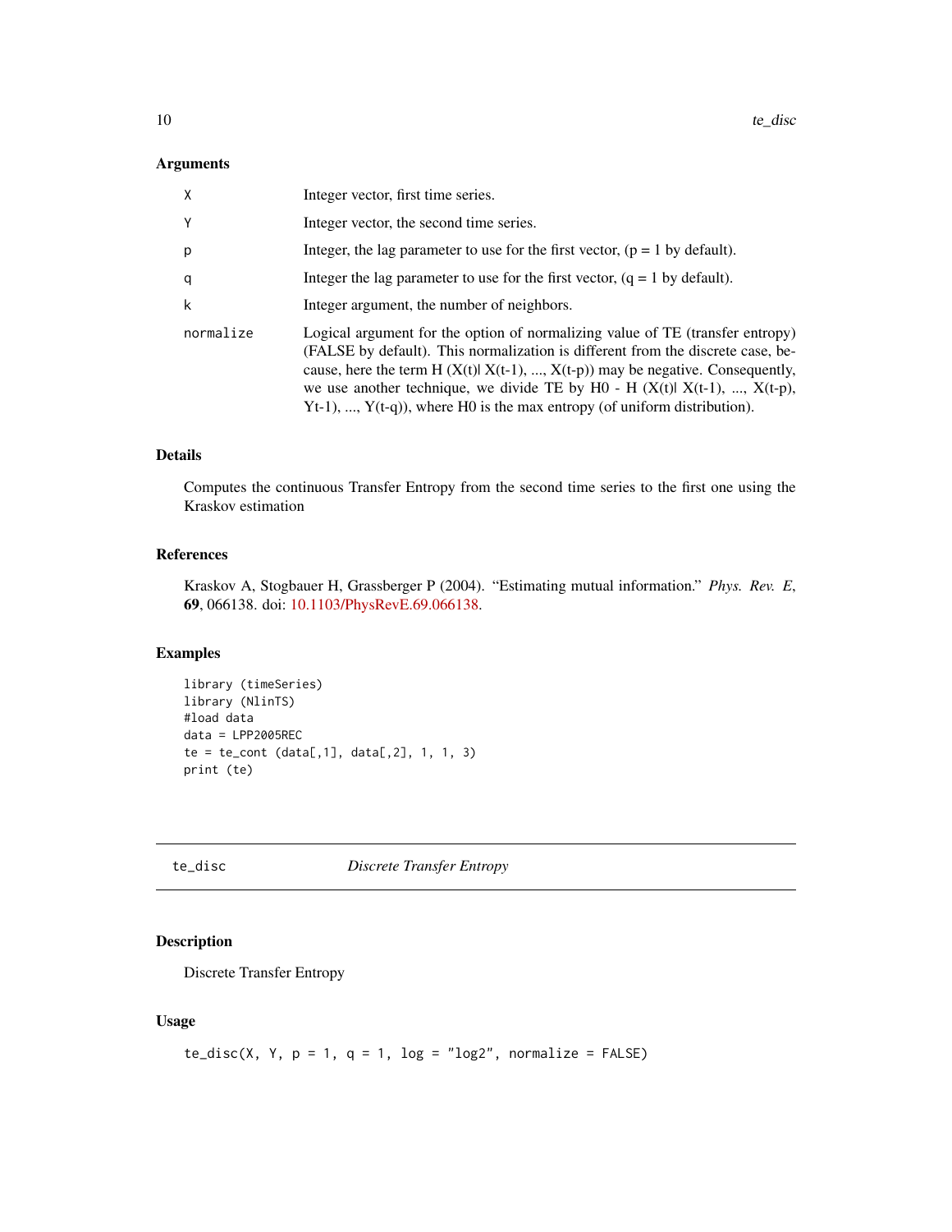### Arguments

| | |
|---|---|
| X | Integer vector, first time series. |
| Y | Integer vector, the second time series. |
| p | Integer, the lag parameter to use for the first vector, (p = 1 by default). |
| q | Integer the lag parameter to use for the first vector, (q = 1 by default). |
| k | Integer argument, the number of neighbors. |
| normalize | Logical argument for the option of normalizing value of TE (transfer entropy) (FALSE by default). This normalization is different from the discrete case, because, here the term H (X(t)\| X(t-1), ..., X(t-p)) may be negative. Consequently, we use another technique, we divide TE by H0 - H (X(t)\| X(t-1), ..., X(t-p), Yt-1), ..., Y(t-q)), where H0 is the max entropy (of uniform distribution). |

### Details

Computes the continuous Transfer Entropy from the second time series to the first one using the Kraskov estimation

### References

Kraskov A, Stogbauer H, Grassberger P (2004). "Estimating mutual information." *Phys. Rev. E*, **69**, 066138. doi: 10.1103/PhysRevE.69.066138.

### Examples

```
library (timeSeries)
library (NlinTS)
#load data
data = LPP2005REC
te = te_cont (data[,1], data[,2], 1, 1, 3)
print (te)
```

---

## te_disc *Discrete Transfer Entropy*

---

### Description

Discrete Transfer Entropy

### Usage

```
te_disc(X, Y, p = 1, q = 1, log = "log2", normalize = FALSE)
```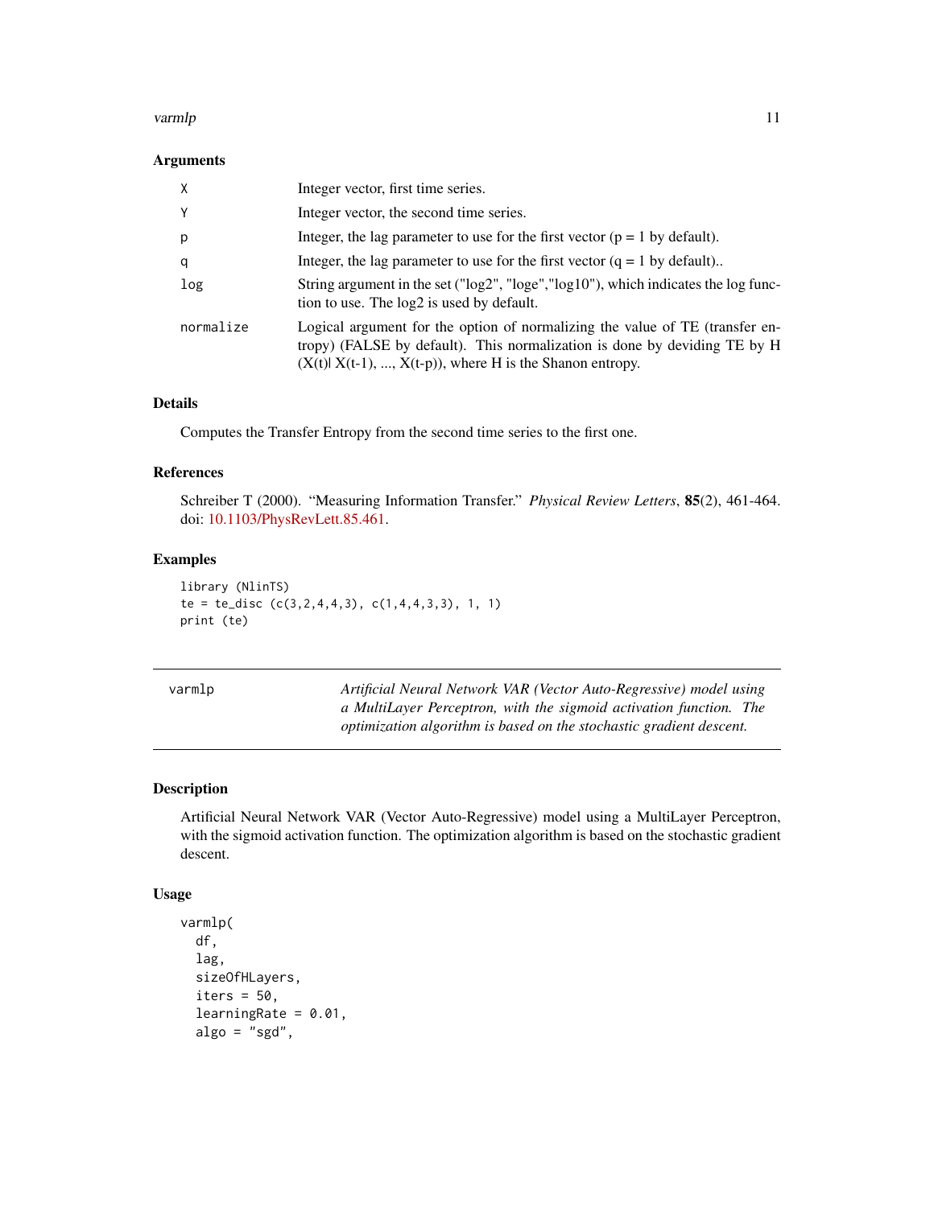### Arguments

| | |
|---|---|
| X | Integer vector, first time series. |
| Y | Integer vector, the second time series. |
| p | Integer, the lag parameter to use for the first vector (p = 1 by default). |
| q | Integer, the lag parameter to use for the first vector (q = 1 by default).. |
| log | String argument in the set ("log2", "loge","log10"), which indicates the log function to use. The log2 is used by default. |
| normalize | Logical argument for the option of normalizing the value of TE (transfer entropy) (FALSE by default). This normalization is done by deviding TE by H (X(t)\| X(t-1), ..., X(t-p)), where H is the Shanon entropy. |

### Details

Computes the Transfer Entropy from the second time series to the first one.

### References

Schreiber T (2000). "Measuring Information Transfer." *Physical Review Letters*, **85**(2), 461-464. doi: 10.1103/PhysRevLett.85.461.

### Examples

```
library (NlinTS)
te = te_disc (c(3,2,4,4,3), c(1,4,4,3,3), 1, 1)
print (te)
```

---

## varmlp

*Artificial Neural Network VAR (Vector Auto-Regressive) model using a MultiLayer Perceptron, with the sigmoid activation function. The optimization algorithm is based on the stochastic gradient descent.*

---

### Description

Artificial Neural Network VAR (Vector Auto-Regressive) model using a MultiLayer Perceptron, with the sigmoid activation function. The optimization algorithm is based on the stochastic gradient descent.

### Usage

```
varmlp(
  df,
  lag,
  sizeOfHLayers,
  iters = 50,
  learningRate = 0.01,
  algo = "sgd",
```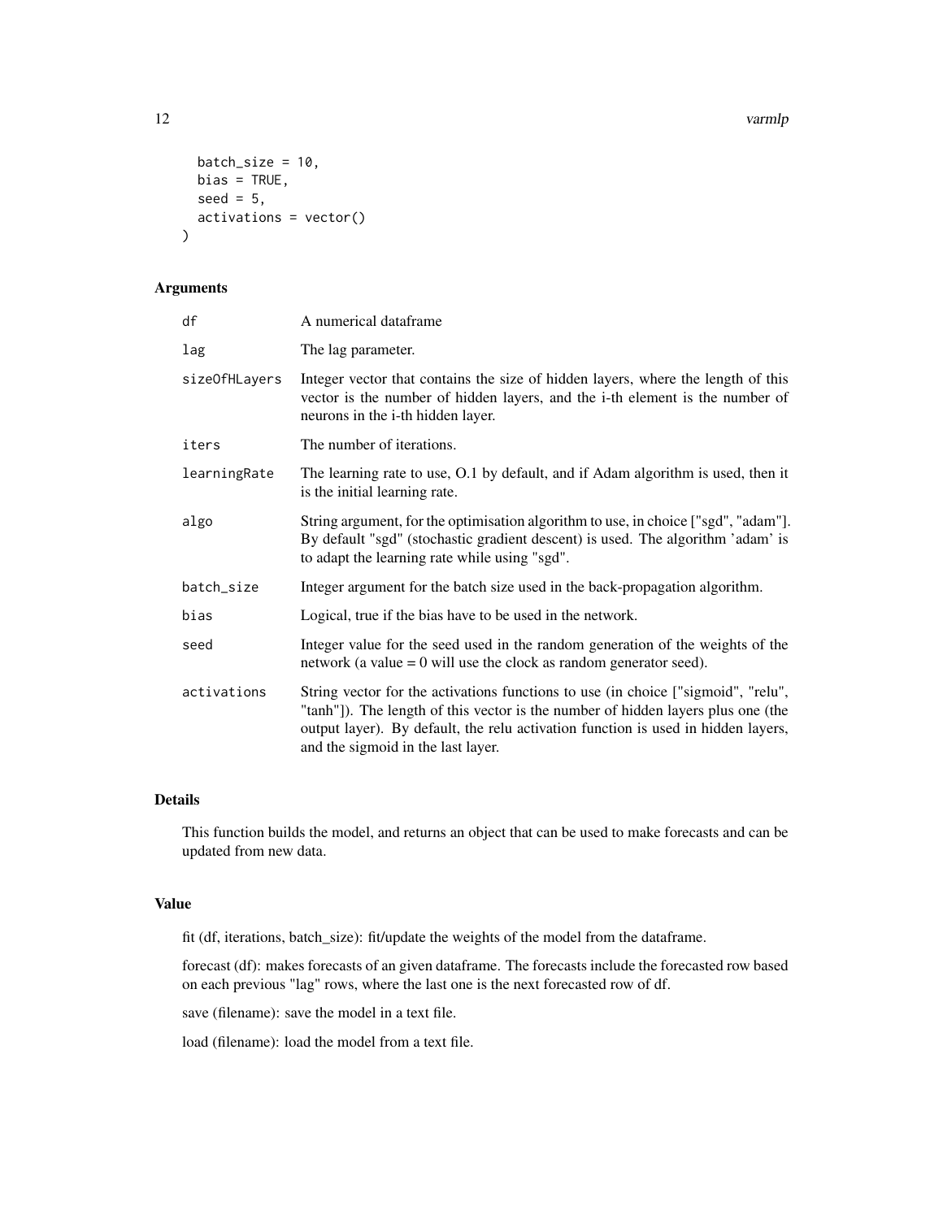```
  batch_size = 10,
  bias = TRUE,
  seed = 5,
  activations = vector()
)
```

### Arguments

| | |
|---|---|
| df | A numerical dataframe |
| lag | The lag parameter. |
| sizeOfHLayers | Integer vector that contains the size of hidden layers, where the length of this vector is the number of hidden layers, and the i-th element is the number of neurons in the i-th hidden layer. |
| iters | The number of iterations. |
| learningRate | The learning rate to use, O.1 by default, and if Adam algorithm is used, then it is the initial learning rate. |
| algo | String argument, for the optimisation algorithm to use, in choice ["sgd", "adam"]. By default "sgd" (stochastic gradient descent) is used. The algorithm 'adam' is to adapt the learning rate while using "sgd". |
| batch_size | Integer argument for the batch size used in the back-propagation algorithm. |
| bias | Logical, true if the bias have to be used in the network. |
| seed | Integer value for the seed used in the random generation of the weights of the network (a value = 0 will use the clock as random generator seed). |
| activations | String vector for the activations functions to use (in choice ["sigmoid", "relu", "tanh"]). The length of this vector is the number of hidden layers plus one (the output layer). By default, the relu activation function is used in hidden layers, and the sigmoid in the last layer. |

### Details

This function builds the model, and returns an object that can be used to make forecasts and can be updated from new data.

### Value

fit (df, iterations, batch_size): fit/update the weights of the model from the dataframe.

forecast (df): makes forecasts of an given dataframe. The forecasts include the forecasted row based on each previous "lag" rows, where the last one is the next forecasted row of df.

save (filename): save the model in a text file.

load (filename): load the model from a text file.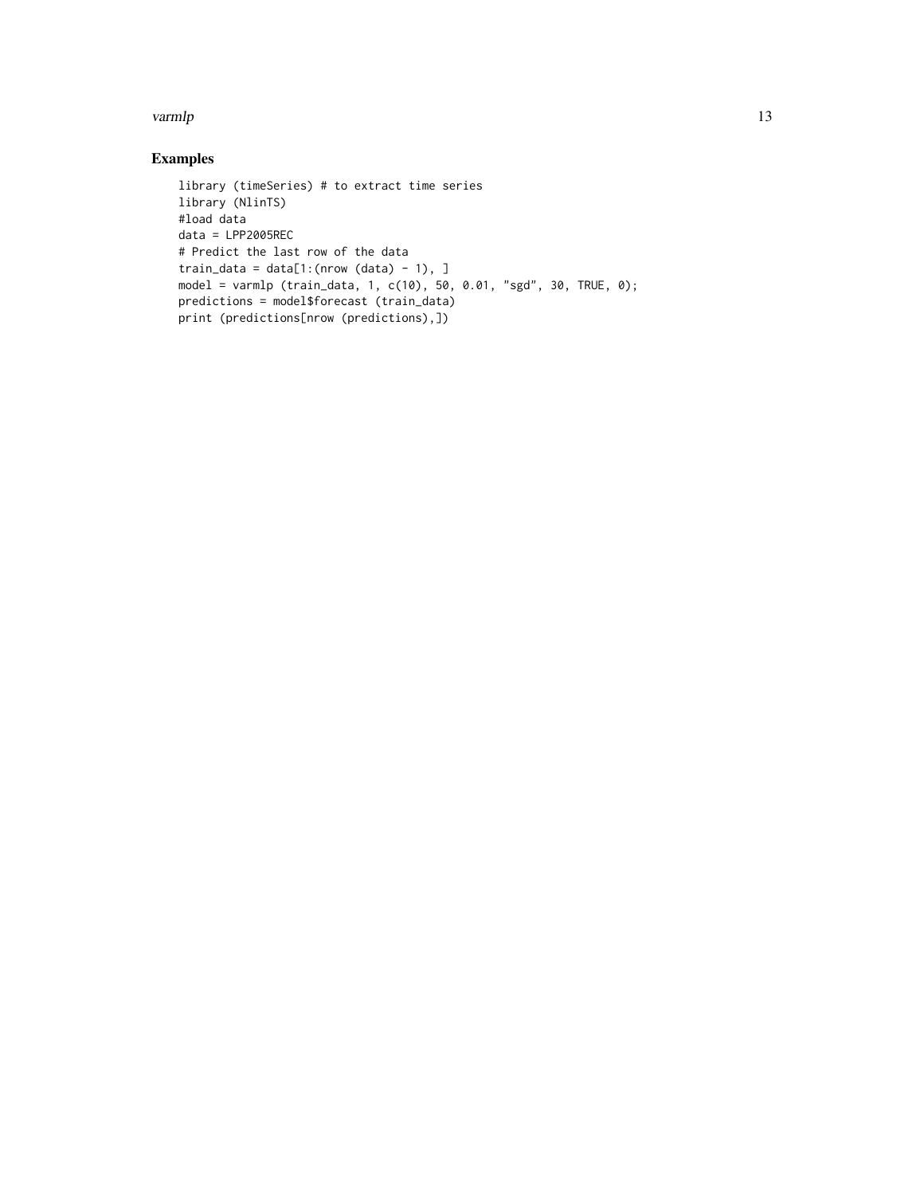## Examples

```
library (timeSeries) # to extract time series
library (NlinTS)
#load data
data = LPP2005REC
# Predict the last row of the data
train_data = data[1:(nrow (data) - 1), ]
model = varmlp (train_data, 1, c(10), 50, 0.01, "sgd", 30, TRUE, 0);
predictions = model$forecast (train_data)
print (predictions[nrow (predictions),])
```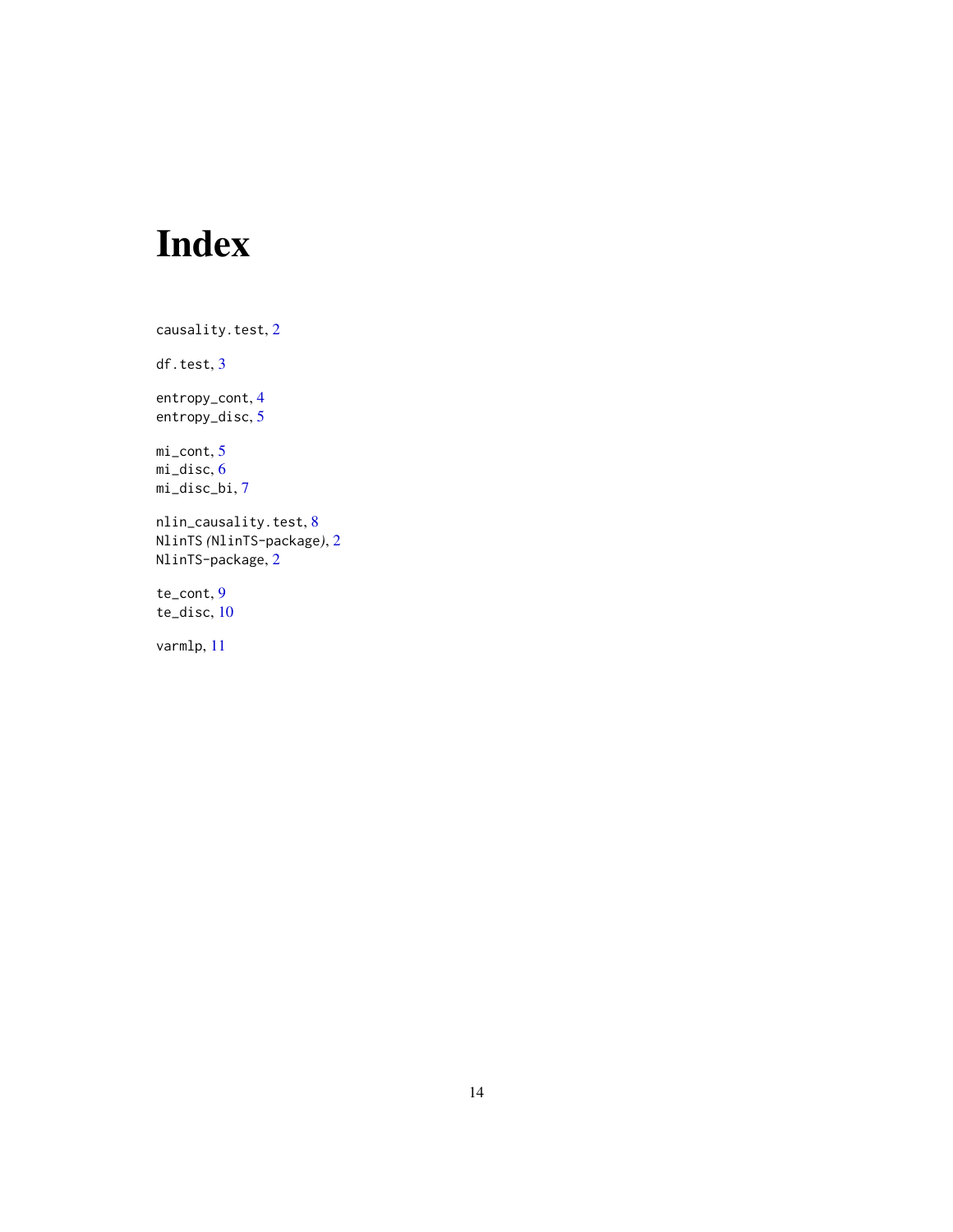# Index

causality.test, 2

df.test, 3

entropy_cont, 4
entropy_disc, 5

mi_cont, 5
mi_disc, 6
mi_disc_bi, 7

nlin_causality.test, 8
NlinTS (NlinTS-package), 2
NlinTS-package, 2

te_cont, 9
te_disc, 10

varmlp, 11